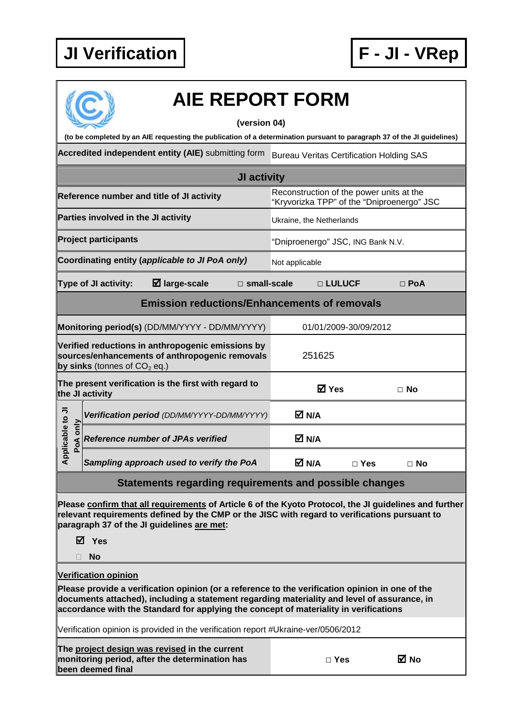**JI Verification** **F - JI - VRep**

# AIE REPORT FORM

**(version 04)**

**(to be completed by an AIE requesting the publication of a determination pursuant to paragraph 37 of the JI guidelines)**

| **Accredited independent entity (AIE)** submitting form | Bureau Veritas Certification Holding SAS | | |
|---|---|---|---|
| **JI activity** | | | |
| **Reference number and title of JI activity** | Reconstruction of the power units at the "Kryvorizka TPP" of the "Dniproenergo" JSC | | |
| **Parties involved in the JI activity** | Ukraine, the Netherlands | | |
| **Project participants** | "Dniproenergo" JSC, ING Bank N.V. | | |
| **Coordinating entity (*applicable to JI PoA only*)** | Not applicable | | |
| **Type of JI activity:** ☑ **large-scale** | □ **small-scale** | □ **LULUCF** | □ **PoA** |
| **Emission reductions/Enhancements of removals** | | | |
| **Monitoring period(s)** (DD/MM/YYYY - DD/MM/YYYY) | 01/01/2009-30/09/2012 | | |
| **Verified reductions in anthropogenic emissions by sources/enhancements of anthropogenic removals by sinks** (tonnes of $CO_2$ eq.) | 251625 | | |
| **The present verification is the first with regard to the JI activity** | ☑ **Yes** | □ **No** | |
| **Applicable to JI PoA only** – ***Verification period*** *(DD/MM/YYYY-DD/MM/YYYY)* | ☑ **N/A** | | |
| **Applicable to JI PoA only** – ***Reference number of JPAs verified*** | ☑ **N/A** | | |
| **Applicable to JI PoA only** – ***Sampling approach used to verify the PoA*** | ☑ **N/A** | □ **Yes** | □ **No** |

## Statements regarding requirements and possible changes

**Please confirm that all requirements of Article 6 of the Kyoto Protocol, the JI guidelines and further relevant requirements defined by the CMP or the JISC with regard to verifications pursuant to paragraph 37 of the JI guidelines are met:**

☑ **Yes**

□ **No**

**Verification opinion**

**Please provide a verification opinion (or a reference to the verification opinion in one of the documents attached), including a statement regarding materiality and level of assurance, in accordance with the Standard for applying the concept of materiality in verifications**

Verification opinion is provided in the verification report #Ukraine-ver/0506/2012

| **The project design was revised in the current monitoring period, after the determination has been deemed final** | □ **Yes** | ☑ **No** |
|---|---|---|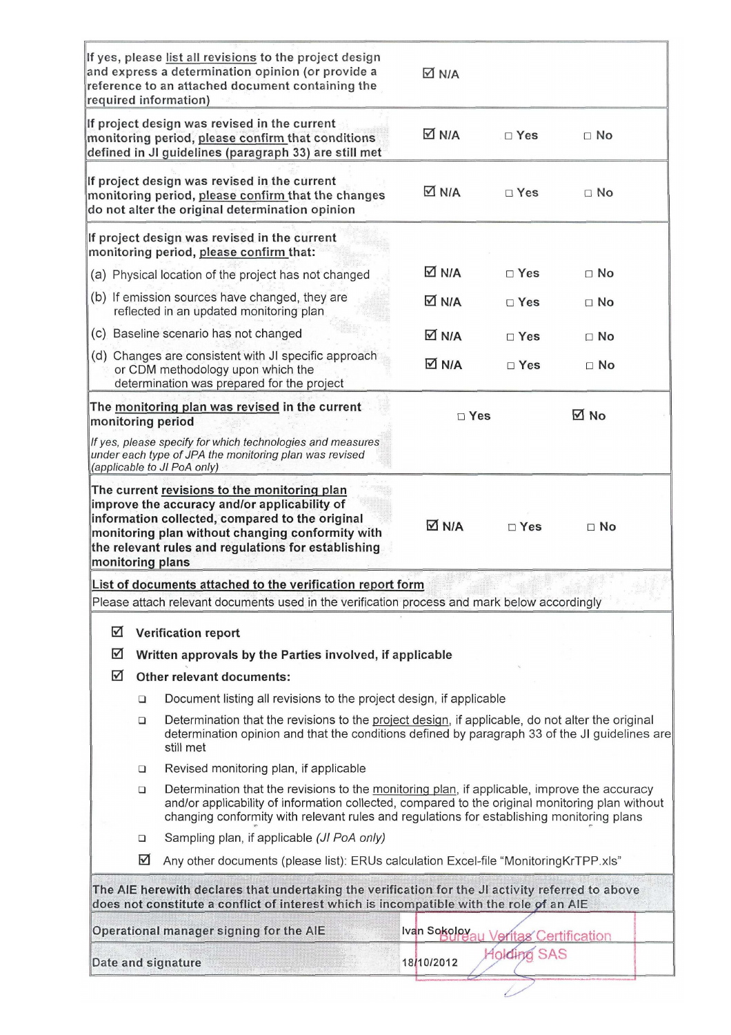| | | | |
|---|---|---|---|
| If yes, please list all revisions to the project design and express a determination opinion (or provide a reference to an attached document containing the required information) | ☑ N/A | | |
| If project design was revised in the current monitoring period, please confirm that conditions defined in JI guidelines (paragraph 33) are still met | ☑ N/A | □ Yes | □ No |
| If project design was revised in the current monitoring period, please confirm that the changes do not alter the original determination opinion | ☑ N/A | □ Yes | □ No |
| If project design was revised in the current monitoring period, please confirm that: | | | |
| (a) Physical location of the project has not changed | ☑ N/A | □ Yes | □ No |
| (b) If emission sources have changed, they are reflected in an updated monitoring plan | ☑ N/A | □ Yes | □ No |
| (c) Baseline scenario has not changed | ☑ N/A | □ Yes | □ No |
| (d) Changes are consistent with JI specific approach or CDM methodology upon which the determination was prepared for the project | ☑ N/A | □ Yes | □ No |
| **The monitoring plan was revised in the current monitoring period**<br>*If yes, please specify for which technologies and measures under each type of JPA the monitoring plan was revised (applicable to JI PoA only)* | | □ Yes | ☑ No |
| **The current revisions to the monitoring plan improve the accuracy and/or applicability of information collected, compared to the original monitoring plan without changing conformity with the relevant rules and regulations for establishing monitoring plans** | ☑ N/A | □ Yes | □ No |

**List of documents attached to the verification report form**

Please attach relevant documents used in the verification process and mark below accordingly

☑ **Verification report**

☑ **Written approvals by the Parties involved, if applicable**

☑ **Other relevant documents:**

- ❑ Document listing all revisions to the project design, if applicable
- ❑ Determination that the revisions to the project design, if applicable, do not alter the original determination opinion and that the conditions defined by paragraph 33 of the JI guidelines are still met
- ❑ Revised monitoring plan, if applicable
- ❑ Determination that the revisions to the monitoring plan, if applicable, improve the accuracy and/or applicability of information collected, compared to the original monitoring plan without changing conformity with relevant rules and regulations for establishing monitoring plans
- ❑ Sampling plan, if applicable *(JI PoA only)*
- ☑ Any other documents (please list): ERUs calculation Excel-file "MonitoringKrTPP.xls"

**The AIE herewith declares that undertaking the verification for the JI activity referred to above does not constitute a conflict of interest which is incompatible with the role of an AIE**

| | |
|---|---|
| Operational manager signing for the AIE | Ivan Sokolov |
| Date and signature | 18/10/2012 |

Bureau Veritas Certification Holding SAS